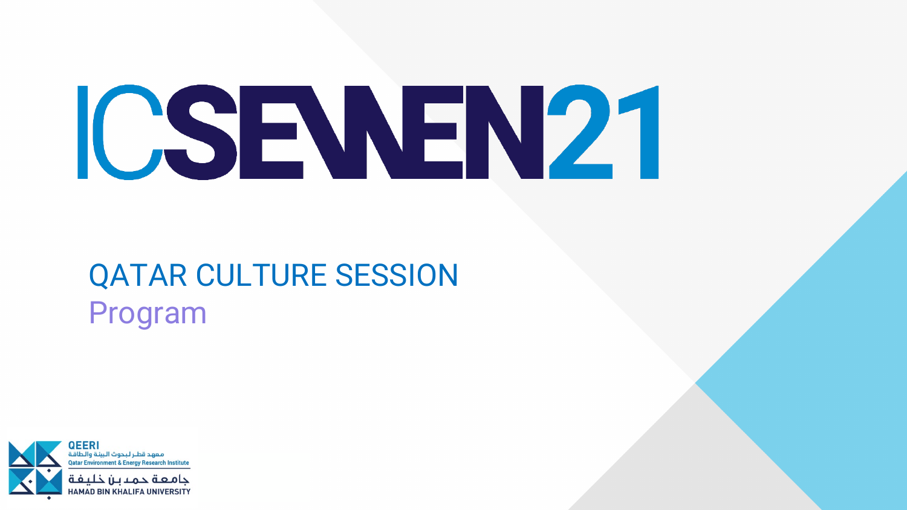# ICSEWEN21

## QATAR CULTURE SESSION

Program

QEERI
معهد قطر لبحوث البيئة والطاقة
Qatar Environment & Energy Research Institute

جامعة حمد بن خليفة
HAMAD BIN KHALIFA UNIVERSITY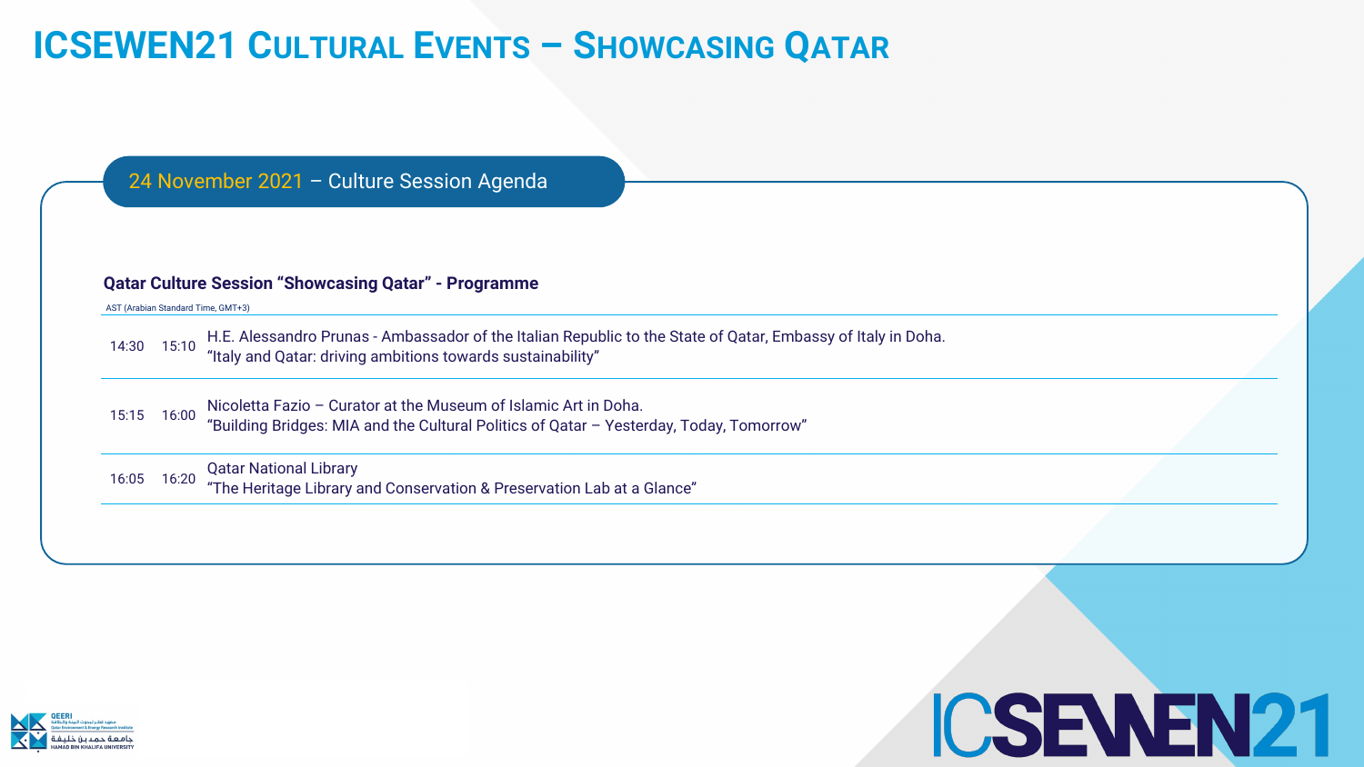# ICSEWEN21 Cultural Events – Showcasing Qatar

## 24 November 2021 – Culture Session Agenda

### Qatar Culture Session "Showcasing Qatar" - Programme

AST (Arabian Standard Time, GMT+3)

| Start | End | Session |
|---|---|---|
| 14:30 | 15:10 | H.E. Alessandro Prunas - Ambassador of the Italian Republic to the State of Qatar, Embassy of Italy in Doha. "Italy and Qatar: driving ambitions towards sustainability" |
| 15:15 | 16:00 | Nicoletta Fazio – Curator at the Museum of Islamic Art in Doha. "Building Bridges: MIA and the Cultural Politics of Qatar – Yesterday, Today, Tomorrow" |
| 16:05 | 16:20 | Qatar National Library "The Heritage Library and Conservation & Preservation Lab at a Glance" |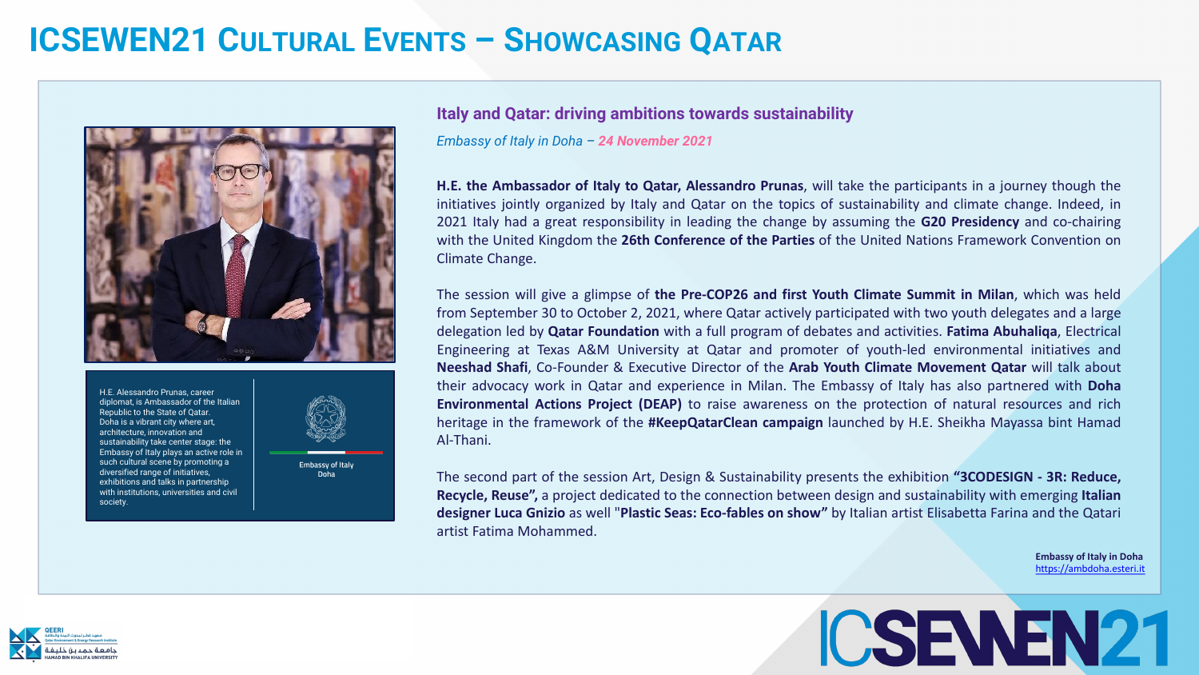# ICSEWEN21 Cultural Events – Showcasing Qatar

H.E. Alessandro Prunas, career diplomat, is Ambassador of the Italian Republic to the State of Qatar. Doha is a vibrant city where art, architecture, innovation and sustainability take center stage: the Embassy of Italy plays an active role in such cultural scene by promoting a diversified range of initiatives, exhibitions and talks in partnership with institutions, universities and civil society.

Embassy of Italy Doha

## Italy and Qatar: driving ambitions towards sustainability

*Embassy of Italy in Doha – 24 November 2021*

**H.E. the Ambassador of Italy to Qatar, Alessandro Prunas**, will take the participants in a journey though the initiatives jointly organized by Italy and Qatar on the topics of sustainability and climate change. Indeed, in 2021 Italy had a great responsibility in leading the change by assuming the **G20 Presidency** and co-chairing with the United Kingdom the **26th Conference of the Parties** of the United Nations Framework Convention on Climate Change.

The session will give a glimpse of **the Pre-COP26 and first Youth Climate Summit in Milan**, which was held from September 30 to October 2, 2021, where Qatar actively participated with two youth delegates and a large delegation led by **Qatar Foundation** with a full program of debates and activities. **Fatima Abuhaliqa**, Electrical Engineering at Texas A&M University at Qatar and promoter of youth-led environmental initiatives and **Neeshad Shafi**, Co-Founder & Executive Director of the **Arab Youth Climate Movement Qatar** will talk about their advocacy work in Qatar and experience in Milan. The Embassy of Italy has also partnered with **Doha Environmental Actions Project (DEAP)** to raise awareness on the protection of natural resources and rich heritage in the framework of the **#KeepQatarClean campaign** launched by H.E. Sheikha Mayassa bint Hamad Al-Thani.

The second part of the session Art, Design & Sustainability presents the exhibition **"3CODESIGN - 3R: Reduce, Recycle, Reuse",** a project dedicated to the connection between design and sustainability with emerging **Italian designer Luca Gnizio** as well "**Plastic Seas: Eco-fables on show"** by Italian artist Elisabetta Farina and the Qatari artist Fatima Mohammed.

**Embassy of Italy in Doha**
https://ambdoha.esteri.it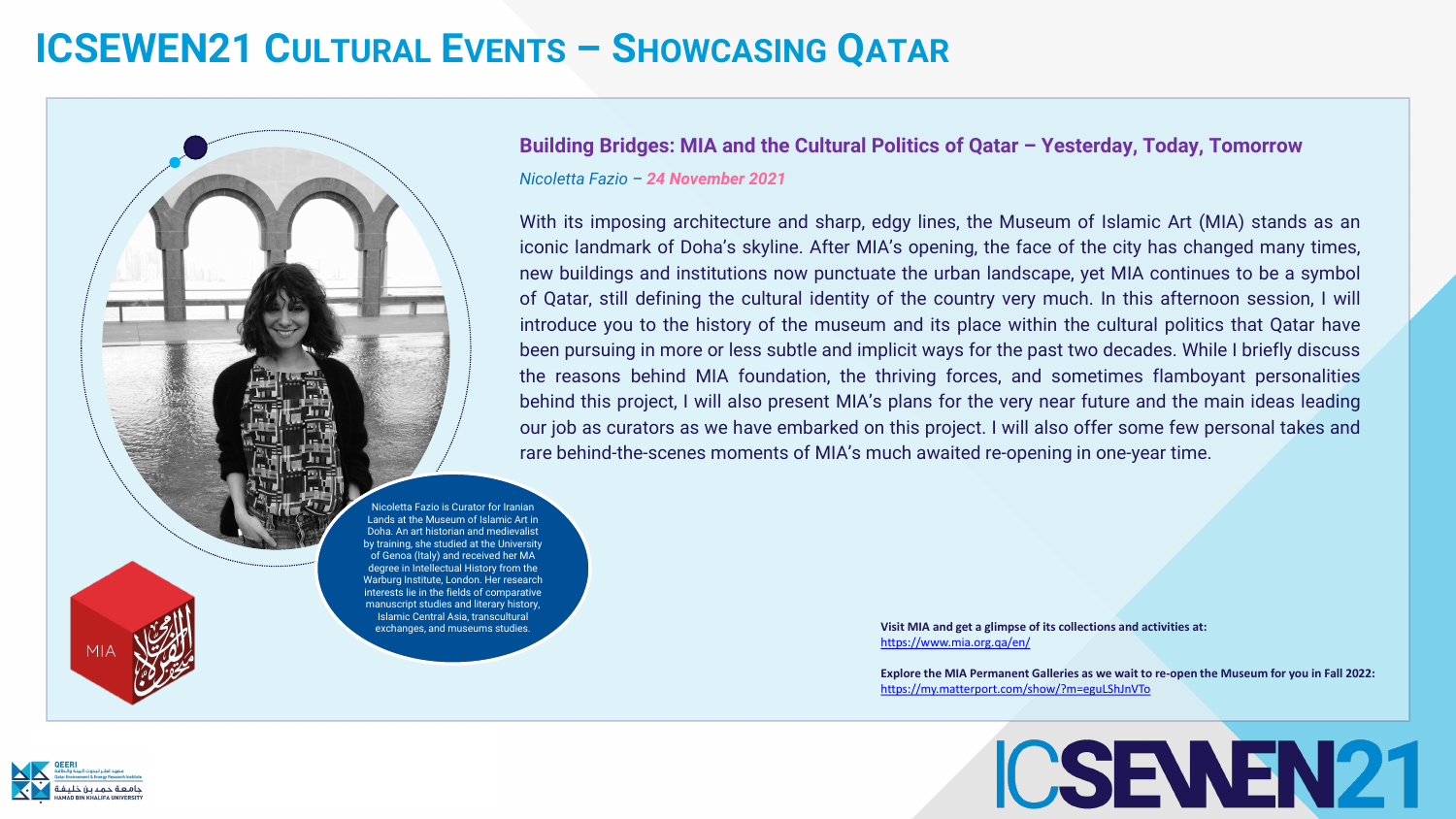# ICSEWEN21 Cultural Events – Showcasing Qatar

### Building Bridges: MIA and the Cultural Politics of Qatar – Yesterday, Today, Tomorrow

*Nicoletta Fazio – **24 November 2021***

With its imposing architecture and sharp, edgy lines, the Museum of Islamic Art (MIA) stands as an iconic landmark of Doha's skyline. After MIA's opening, the face of the city has changed many times, new buildings and institutions now punctuate the urban landscape, yet MIA continues to be a symbol of Qatar, still defining the cultural identity of the country very much. In this afternoon session, I will introduce you to the history of the museum and its place within the cultural politics that Qatar have been pursuing in more or less subtle and implicit ways for the past two decades. While I briefly discuss the reasons behind MIA foundation, the thriving forces, and sometimes flamboyant personalities behind this project, I will also present MIA's plans for the very near future and the main ideas leading our job as curators as we have embarked on this project. I will also offer some few personal takes and rare behind-the-scenes moments of MIA's much awaited re-opening in one-year time.

Nicoletta Fazio is Curator for Iranian Lands at the Museum of Islamic Art in Doha. An art historian and medievalist by training, she studied at the University of Genoa (Italy) and received her MA degree in Intellectual History from the Warburg Institute, London. Her research interests lie in the fields of comparative manuscript studies and literary history, Islamic Central Asia, transcultural exchanges, and museums studies.

**Visit MIA and get a glimpse of its collections and activities at:**
https://www.mia.org.qa/en/

**Explore the MIA Permanent Galleries as we wait to re-open the Museum for you in Fall 2022:**
https://my.matterport.com/show/?m=eguLShJnVTo